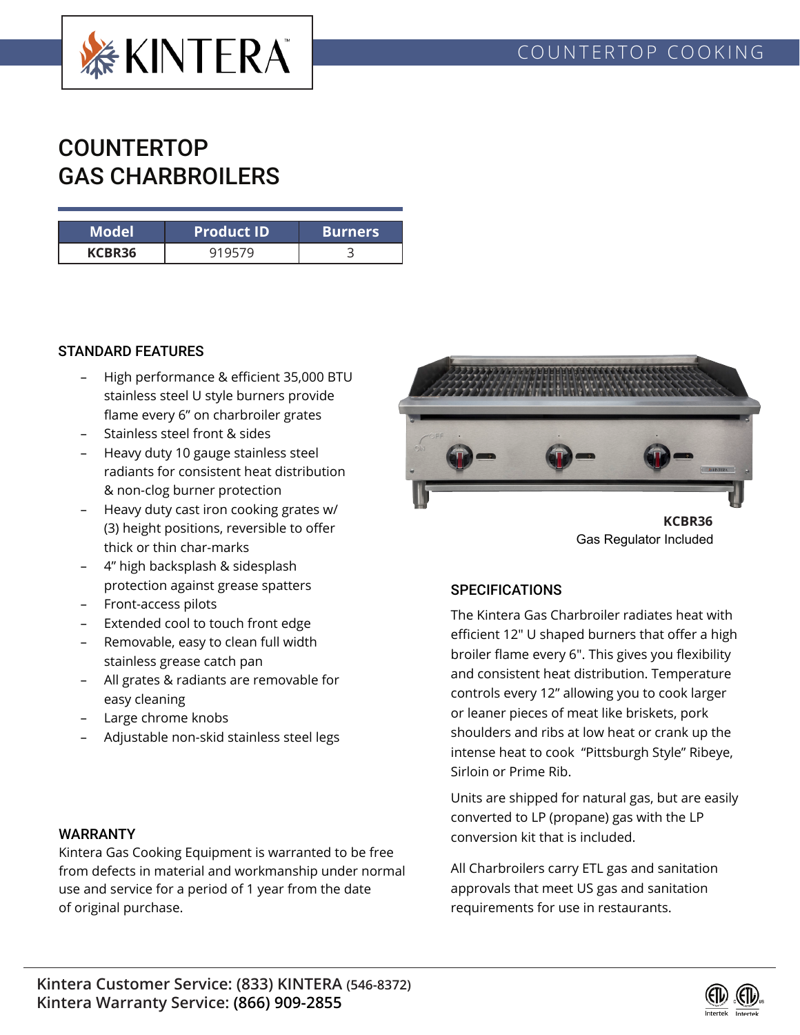# COUNTERTOP GAS CHARBROILERS

| Model | Product ID | Burners |
|---|---|---|
| **KCBR36** | 919579 | 3 |

## STANDARD FEATURES

- High performance & efficient 35,000 BTU stainless steel U style burners provide flame every 6" on charbroiler grates
- Stainless steel front & sides
- Heavy duty 10 gauge stainless steel radiants for consistent heat distribution & non-clog burner protection
- Heavy duty cast iron cooking grates w/ (3) height positions, reversible to offer thick or thin char-marks
- 4" high backsplash & sidesplash protection against grease spatters
- Front-access pilots
- Extended cool to touch front edge
- Removable, easy to clean full width stainless steel grease catch pan
- All grates & radiants are removable for easy cleaning
- Large chrome knobs
- Adjustable non-skid stainless steel legs

**KCBR36**
Gas Regulator Included

## SPECIFICATIONS

The Kintera Gas Charbroiler radiates heat with efficient 12" U shaped burners that offer a high broiler flame every 6". This gives you flexibility and consistent heat distribution. Temperature controls every 12" allowing you to cook larger or leaner pieces of meat like briskets, pork shoulders and ribs at low heat or crank up the intense heat to cook "Pittsburgh Style" Ribeye, Sirloin or Prime Rib.

Units are shipped for natural gas, but are easily converted to LP (propane) gas with the LP conversion kit that is included.

All Charbroilers carry ETL gas and sanitation approvals that meet US gas and sanitation requirements for use in restaurants.

## WARRANTY

Kintera Gas Cooking Equipment is warranted to be free from defects in material and workmanship under normal use and service for a period of 1 year from the date of original purchase.

**Kintera Customer Service: (833) KINTERA (546-8372)**
**Kintera Warranty Service: (866) 909-2855**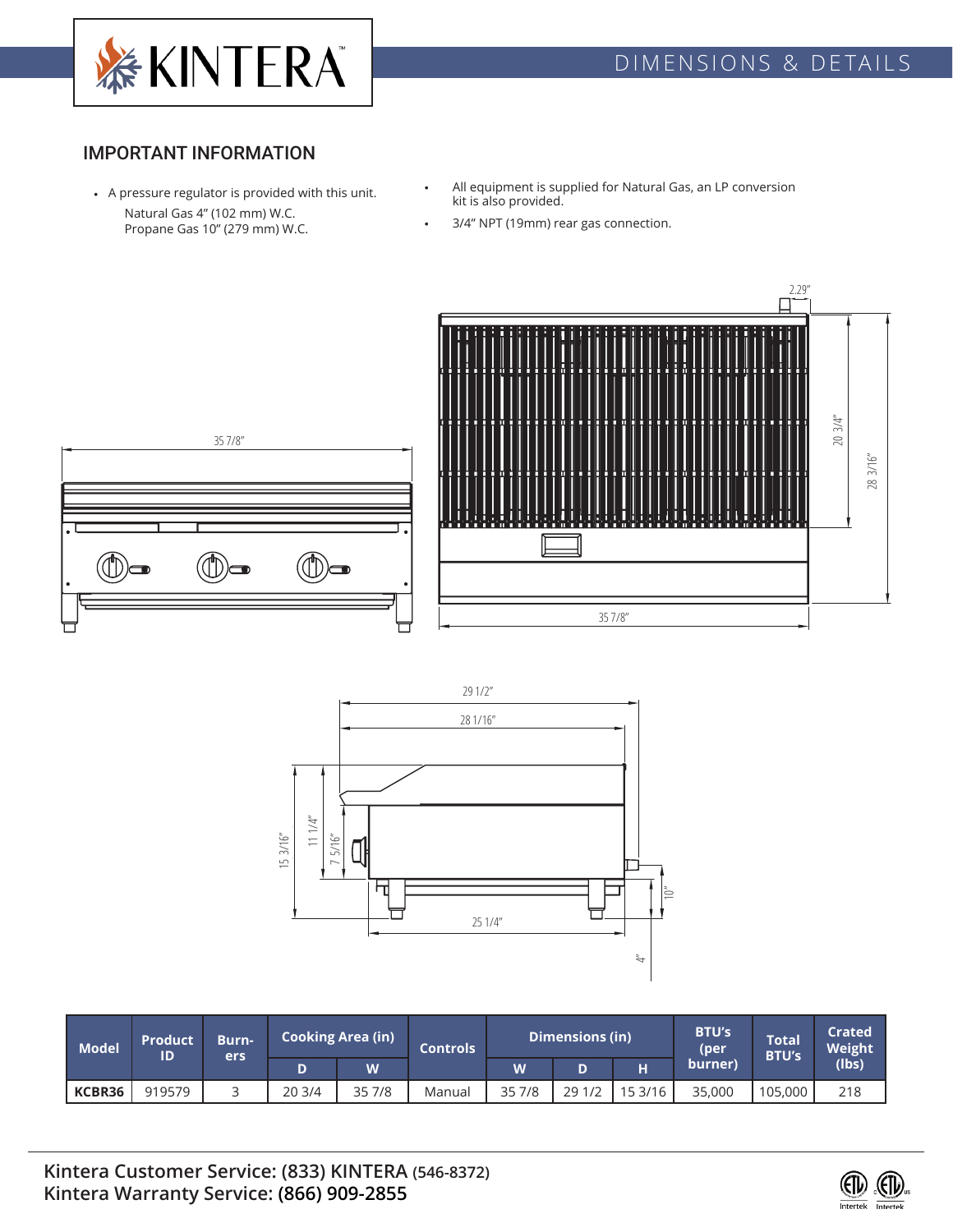DIMENSIONS & DETAILS

## IMPORTANT INFORMATION

- A pressure regulator is provided with this unit.
  Natural Gas 4" (102 mm) W.C.
  Propane Gas 10" (279 mm) W.C.
- All equipment is supplied for Natural Gas, an LP conversion kit is also provided.
- 3/4" NPT (19mm) rear gas connection.

35 7/8"

2.29"

20 3/4"

28 3/16"

35 7/8"

29 1/2"

28 1/16"

15 3/16"

11 1/4"

7 5/16"

10"

25 1/4"

4"

| Model | Product ID | Burners | Cooking Area (in) | | Controls | Dimensions (in) | | | BTU's (per burner) | Total BTU's | Crated Weight (lbs) |
|---|---|---|---|---|---|---|---|---|---|---|---|
| | | | D | W | | W | D | H | | | |
| KCBR36 | 919579 | 3 | 20 3/4 | 35 7/8 | Manual | 35 7/8 | 29 1/2 | 15 3/16 | 35,000 | 105,000 | 218 |

**Kintera Customer Service: (833) KINTERA (546-8372)**
**Kintera Warranty Service: (866) 909-2855**